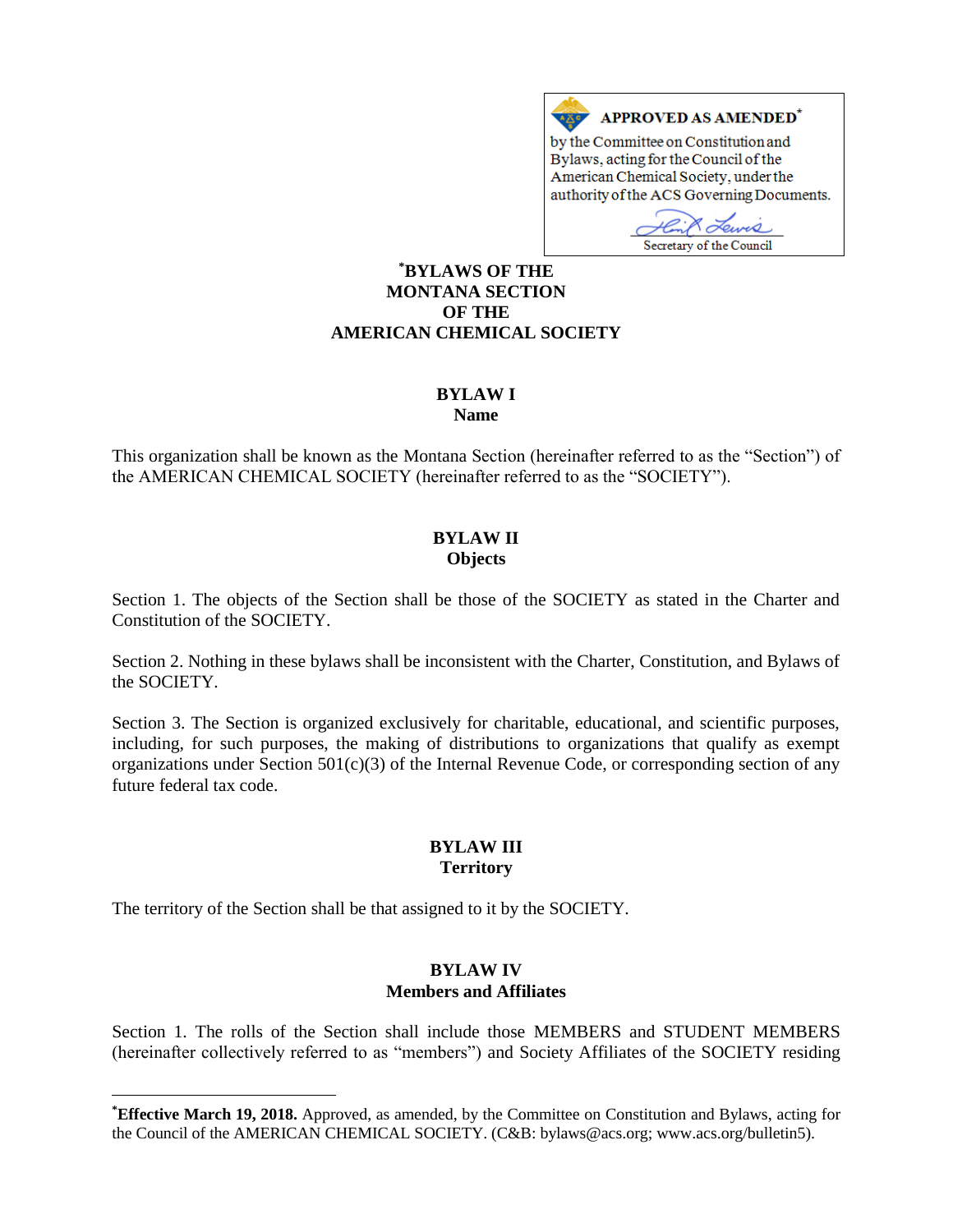**APPROVED AS AMENDED***
by the Committee on Constitution and Bylaws, acting for the Council of the American Chemical Society, under the authority of the ACS Governing Documents.

Secretary of the Council

# *BYLAWS OF THE MONTANA SECTION OF THE AMERICAN CHEMICAL SOCIETY

## BYLAW I
### Name

This organization shall be known as the Montana Section (hereinafter referred to as the "Section") of the AMERICAN CHEMICAL SOCIETY (hereinafter referred to as the "SOCIETY").

## BYLAW II
### Objects

Section 1. The objects of the Section shall be those of the SOCIETY as stated in the Charter and Constitution of the SOCIETY.

Section 2. Nothing in these bylaws shall be inconsistent with the Charter, Constitution, and Bylaws of the SOCIETY.

Section 3. The Section is organized exclusively for charitable, educational, and scientific purposes, including, for such purposes, the making of distributions to organizations that qualify as exempt organizations under Section 501(c)(3) of the Internal Revenue Code, or corresponding section of any future federal tax code.

## BYLAW III
### Territory

The territory of the Section shall be that assigned to it by the SOCIETY.

## BYLAW IV
### Members and Affiliates

Section 1. The rolls of the Section shall include those MEMBERS and STUDENT MEMBERS (hereinafter collectively referred to as "members") and Society Affiliates of the SOCIETY residing

---

***Effective March 19, 2018.** Approved, as amended, by the Committee on Constitution and Bylaws, acting for the Council of the AMERICAN CHEMICAL SOCIETY. (C&B: bylaws@acs.org; www.acs.org/bulletin5).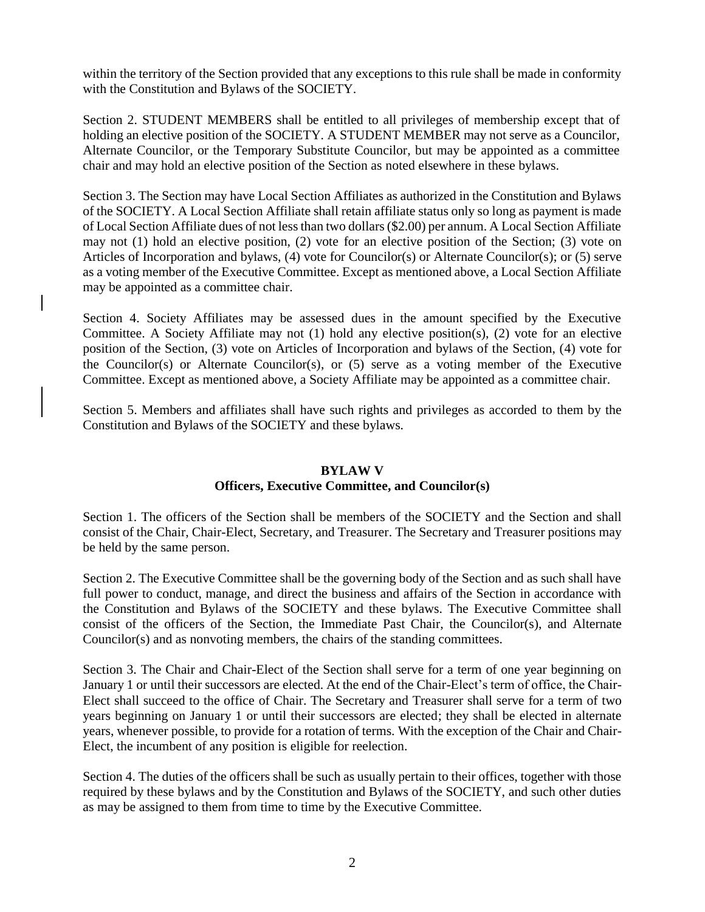within the territory of the Section provided that any exceptions to this rule shall be made in conformity with the Constitution and Bylaws of the SOCIETY.

Section 2. STUDENT MEMBERS shall be entitled to all privileges of membership except that of holding an elective position of the SOCIETY. A STUDENT MEMBER may not serve as a Councilor, Alternate Councilor, or the Temporary Substitute Councilor, but may be appointed as a committee chair and may hold an elective position of the Section as noted elsewhere in these bylaws.

Section 3. The Section may have Local Section Affiliates as authorized in the Constitution and Bylaws of the SOCIETY. A Local Section Affiliate shall retain affiliate status only so long as payment is made of Local Section Affiliate dues of not less than two dollars ($2.00) per annum. A Local Section Affiliate may not (1) hold an elective position, (2) vote for an elective position of the Section; (3) vote on Articles of Incorporation and bylaws, (4) vote for Councilor(s) or Alternate Councilor(s); or (5) serve as a voting member of the Executive Committee. Except as mentioned above, a Local Section Affiliate may be appointed as a committee chair.

Section 4. Society Affiliates may be assessed dues in the amount specified by the Executive Committee. A Society Affiliate may not (1) hold any elective position(s), (2) vote for an elective position of the Section, (3) vote on Articles of Incorporation and bylaws of the Section, (4) vote for the Councilor(s) or Alternate Councilor(s), or (5) serve as a voting member of the Executive Committee. Except as mentioned above, a Society Affiliate may be appointed as a committee chair.

Section 5. Members and affiliates shall have such rights and privileges as accorded to them by the Constitution and Bylaws of the SOCIETY and these bylaws.

## BYLAW V
## Officers, Executive Committee, and Councilor(s)

Section 1. The officers of the Section shall be members of the SOCIETY and the Section and shall consist of the Chair, Chair-Elect, Secretary, and Treasurer. The Secretary and Treasurer positions may be held by the same person.

Section 2. The Executive Committee shall be the governing body of the Section and as such shall have full power to conduct, manage, and direct the business and affairs of the Section in accordance with the Constitution and Bylaws of the SOCIETY and these bylaws. The Executive Committee shall consist of the officers of the Section, the Immediate Past Chair, the Councilor(s), and Alternate Councilor(s) and as nonvoting members, the chairs of the standing committees.

Section 3. The Chair and Chair-Elect of the Section shall serve for a term of one year beginning on January 1 or until their successors are elected. At the end of the Chair-Elect's term of office, the Chair-Elect shall succeed to the office of Chair. The Secretary and Treasurer shall serve for a term of two years beginning on January 1 or until their successors are elected; they shall be elected in alternate years, whenever possible, to provide for a rotation of terms. With the exception of the Chair and Chair-Elect, the incumbent of any position is eligible for reelection.

Section 4. The duties of the officers shall be such as usually pertain to their offices, together with those required by these bylaws and by the Constitution and Bylaws of the SOCIETY, and such other duties as may be assigned to them from time to time by the Executive Committee.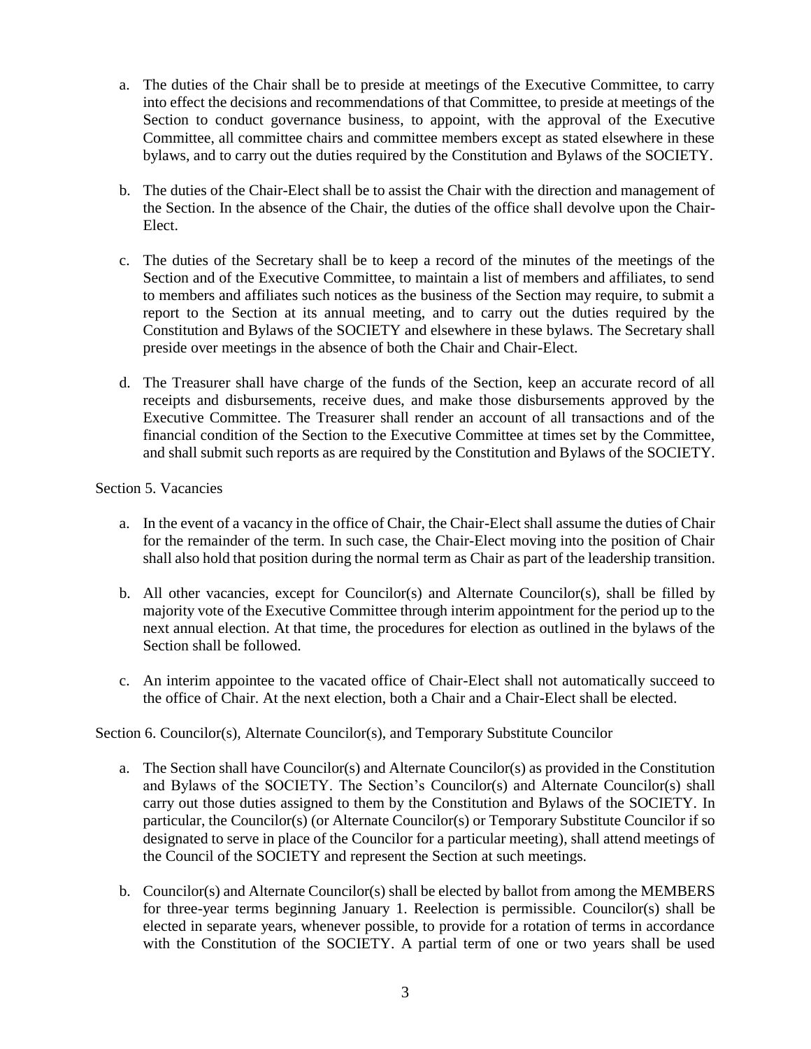a. The duties of the Chair shall be to preside at meetings of the Executive Committee, to carry into effect the decisions and recommendations of that Committee, to preside at meetings of the Section to conduct governance business, to appoint, with the approval of the Executive Committee, all committee chairs and committee members except as stated elsewhere in these bylaws, and to carry out the duties required by the Constitution and Bylaws of the SOCIETY.

b. The duties of the Chair-Elect shall be to assist the Chair with the direction and management of the Section. In the absence of the Chair, the duties of the office shall devolve upon the Chair-Elect.

c. The duties of the Secretary shall be to keep a record of the minutes of the meetings of the Section and of the Executive Committee, to maintain a list of members and affiliates, to send to members and affiliates such notices as the business of the Section may require, to submit a report to the Section at its annual meeting, and to carry out the duties required by the Constitution and Bylaws of the SOCIETY and elsewhere in these bylaws. The Secretary shall preside over meetings in the absence of both the Chair and Chair-Elect.

d. The Treasurer shall have charge of the funds of the Section, keep an accurate record of all receipts and disbursements, receive dues, and make those disbursements approved by the Executive Committee. The Treasurer shall render an account of all transactions and of the financial condition of the Section to the Executive Committee at times set by the Committee, and shall submit such reports as are required by the Constitution and Bylaws of the SOCIETY.

Section 5. Vacancies

a. In the event of a vacancy in the office of Chair, the Chair-Elect shall assume the duties of Chair for the remainder of the term. In such case, the Chair-Elect moving into the position of Chair shall also hold that position during the normal term as Chair as part of the leadership transition.

b. All other vacancies, except for Councilor(s) and Alternate Councilor(s), shall be filled by majority vote of the Executive Committee through interim appointment for the period up to the next annual election. At that time, the procedures for election as outlined in the bylaws of the Section shall be followed.

c. An interim appointee to the vacated office of Chair-Elect shall not automatically succeed to the office of Chair. At the next election, both a Chair and a Chair-Elect shall be elected.

Section 6. Councilor(s), Alternate Councilor(s), and Temporary Substitute Councilor

a. The Section shall have Councilor(s) and Alternate Councilor(s) as provided in the Constitution and Bylaws of the SOCIETY. The Section's Councilor(s) and Alternate Councilor(s) shall carry out those duties assigned to them by the Constitution and Bylaws of the SOCIETY. In particular, the Councilor(s) (or Alternate Councilor(s) or Temporary Substitute Councilor if so designated to serve in place of the Councilor for a particular meeting), shall attend meetings of the Council of the SOCIETY and represent the Section at such meetings.

b. Councilor(s) and Alternate Councilor(s) shall be elected by ballot from among the MEMBERS for three-year terms beginning January 1. Reelection is permissible. Councilor(s) shall be elected in separate years, whenever possible, to provide for a rotation of terms in accordance with the Constitution of the SOCIETY. A partial term of one or two years shall be used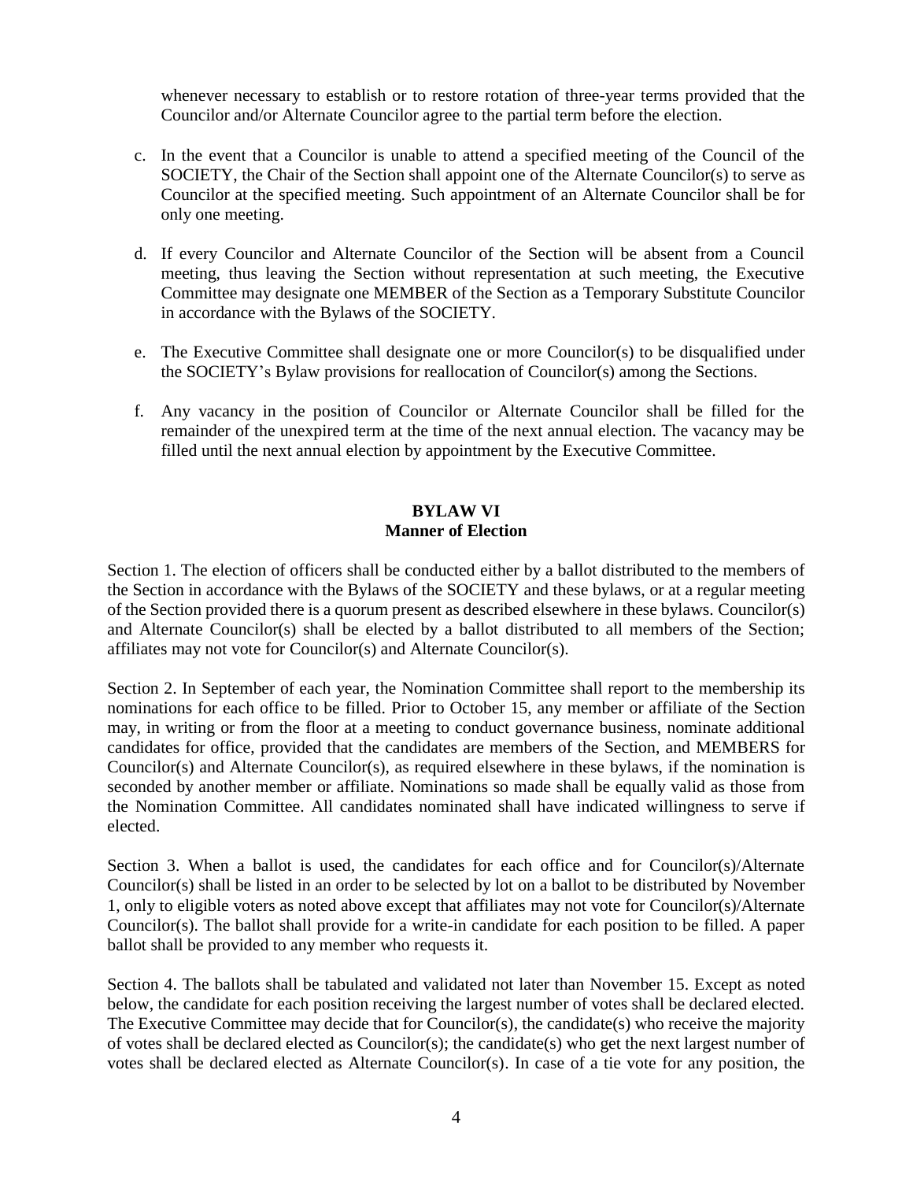whenever necessary to establish or to restore rotation of three-year terms provided that the Councilor and/or Alternate Councilor agree to the partial term before the election.

c. In the event that a Councilor is unable to attend a specified meeting of the Council of the SOCIETY, the Chair of the Section shall appoint one of the Alternate Councilor(s) to serve as Councilor at the specified meeting. Such appointment of an Alternate Councilor shall be for only one meeting.

d. If every Councilor and Alternate Councilor of the Section will be absent from a Council meeting, thus leaving the Section without representation at such meeting, the Executive Committee may designate one MEMBER of the Section as a Temporary Substitute Councilor in accordance with the Bylaws of the SOCIETY.

e. The Executive Committee shall designate one or more Councilor(s) to be disqualified under the SOCIETY's Bylaw provisions for reallocation of Councilor(s) among the Sections.

f. Any vacancy in the position of Councilor or Alternate Councilor shall be filled for the remainder of the unexpired term at the time of the next annual election. The vacancy may be filled until the next annual election by appointment by the Executive Committee.

## BYLAW VI
## Manner of Election

Section 1. The election of officers shall be conducted either by a ballot distributed to the members of the Section in accordance with the Bylaws of the SOCIETY and these bylaws, or at a regular meeting of the Section provided there is a quorum present as described elsewhere in these bylaws. Councilor(s) and Alternate Councilor(s) shall be elected by a ballot distributed to all members of the Section; affiliates may not vote for Councilor(s) and Alternate Councilor(s).

Section 2. In September of each year, the Nomination Committee shall report to the membership its nominations for each office to be filled. Prior to October 15, any member or affiliate of the Section may, in writing or from the floor at a meeting to conduct governance business, nominate additional candidates for office, provided that the candidates are members of the Section, and MEMBERS for Councilor(s) and Alternate Councilor(s), as required elsewhere in these bylaws, if the nomination is seconded by another member or affiliate. Nominations so made shall be equally valid as those from the Nomination Committee. All candidates nominated shall have indicated willingness to serve if elected.

Section 3. When a ballot is used, the candidates for each office and for Councilor(s)/Alternate Councilor(s) shall be listed in an order to be selected by lot on a ballot to be distributed by November 1, only to eligible voters as noted above except that affiliates may not vote for Councilor(s)/Alternate Councilor(s). The ballot shall provide for a write-in candidate for each position to be filled. A paper ballot shall be provided to any member who requests it.

Section 4. The ballots shall be tabulated and validated not later than November 15. Except as noted below, the candidate for each position receiving the largest number of votes shall be declared elected. The Executive Committee may decide that for Councilor(s), the candidate(s) who receive the majority of votes shall be declared elected as Councilor(s); the candidate(s) who get the next largest number of votes shall be declared elected as Alternate Councilor(s). In case of a tie vote for any position, the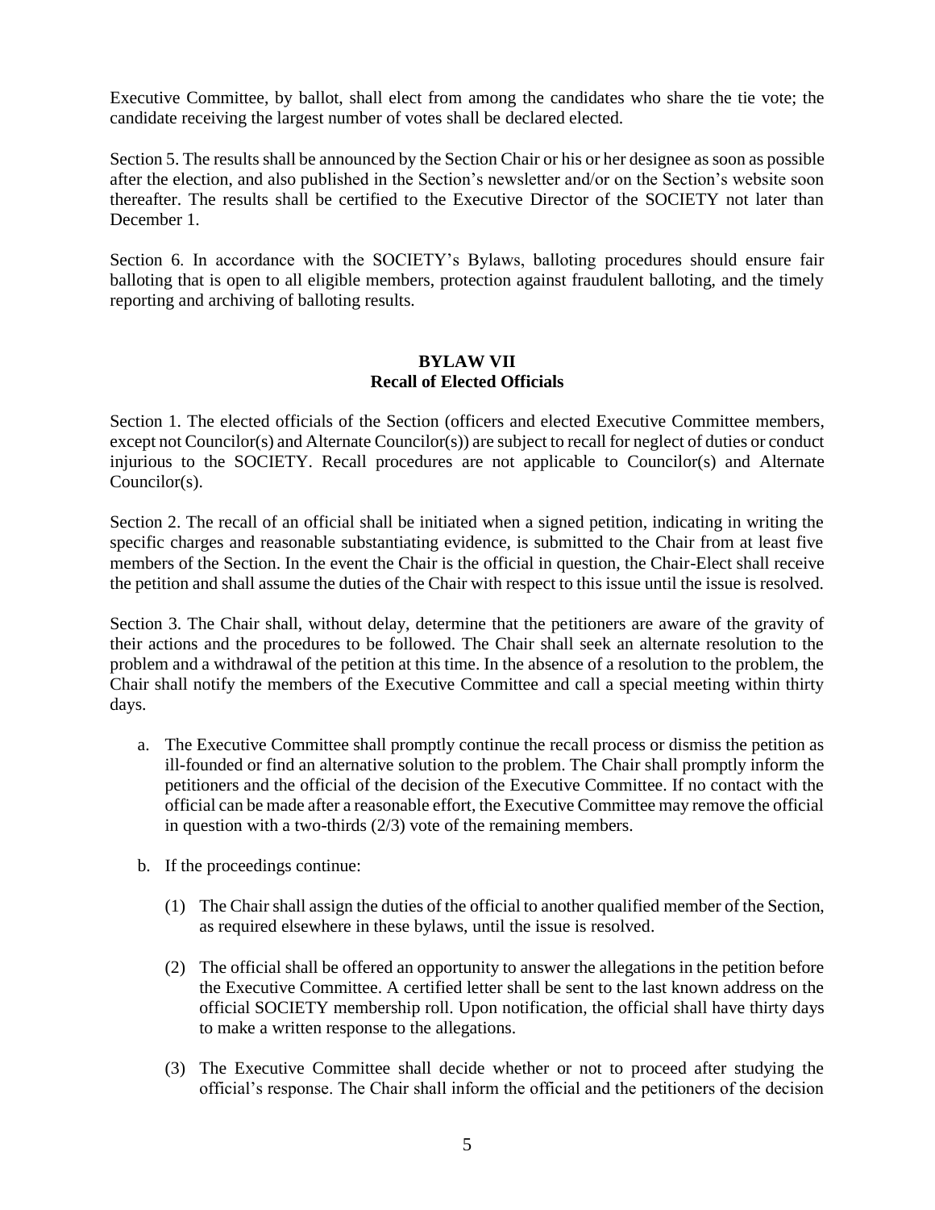Executive Committee, by ballot, shall elect from among the candidates who share the tie vote; the candidate receiving the largest number of votes shall be declared elected.

Section 5. The results shall be announced by the Section Chair or his or her designee as soon as possible after the election, and also published in the Section's newsletter and/or on the Section's website soon thereafter. The results shall be certified to the Executive Director of the SOCIETY not later than December 1.

Section 6. In accordance with the SOCIETY's Bylaws, balloting procedures should ensure fair balloting that is open to all eligible members, protection against fraudulent balloting, and the timely reporting and archiving of balloting results.

## BYLAW VII
## Recall of Elected Officials

Section 1. The elected officials of the Section (officers and elected Executive Committee members, except not Councilor(s) and Alternate Councilor(s)) are subject to recall for neglect of duties or conduct injurious to the SOCIETY. Recall procedures are not applicable to Councilor(s) and Alternate Councilor(s).

Section 2. The recall of an official shall be initiated when a signed petition, indicating in writing the specific charges and reasonable substantiating evidence, is submitted to the Chair from at least five members of the Section. In the event the Chair is the official in question, the Chair-Elect shall receive the petition and shall assume the duties of the Chair with respect to this issue until the issue is resolved.

Section 3. The Chair shall, without delay, determine that the petitioners are aware of the gravity of their actions and the procedures to be followed. The Chair shall seek an alternate resolution to the problem and a withdrawal of the petition at this time. In the absence of a resolution to the problem, the Chair shall notify the members of the Executive Committee and call a special meeting within thirty days.

a. The Executive Committee shall promptly continue the recall process or dismiss the petition as ill-founded or find an alternative solution to the problem. The Chair shall promptly inform the petitioners and the official of the decision of the Executive Committee. If no contact with the official can be made after a reasonable effort, the Executive Committee may remove the official in question with a two-thirds (2/3) vote of the remaining members.

b. If the proceedings continue:

   (1) The Chair shall assign the duties of the official to another qualified member of the Section, as required elsewhere in these bylaws, until the issue is resolved.

   (2) The official shall be offered an opportunity to answer the allegations in the petition before the Executive Committee. A certified letter shall be sent to the last known address on the official SOCIETY membership roll. Upon notification, the official shall have thirty days to make a written response to the allegations.

   (3) The Executive Committee shall decide whether or not to proceed after studying the official's response. The Chair shall inform the official and the petitioners of the decision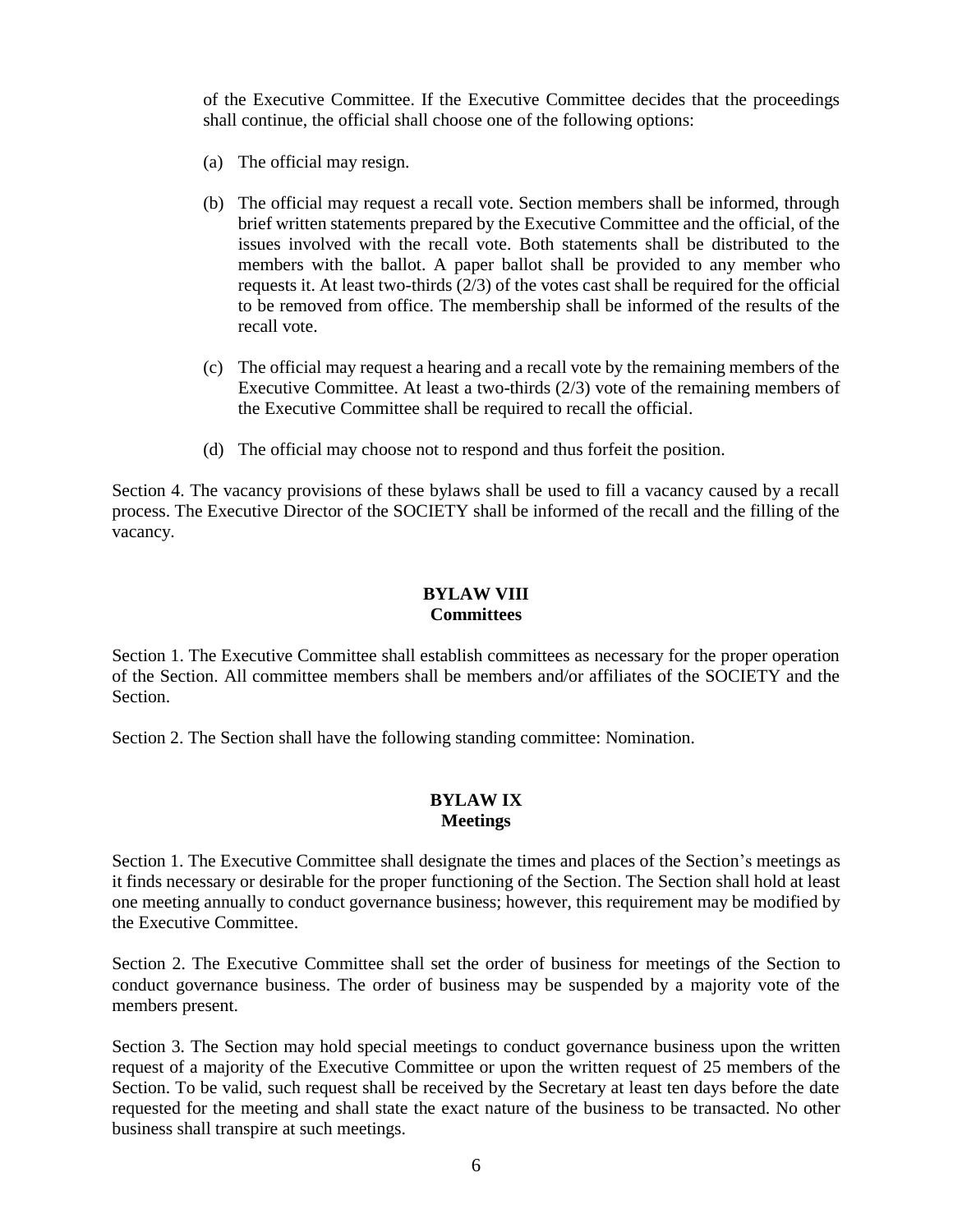of the Executive Committee. If the Executive Committee decides that the proceedings shall continue, the official shall choose one of the following options:

(a) The official may resign.

(b) The official may request a recall vote. Section members shall be informed, through brief written statements prepared by the Executive Committee and the official, of the issues involved with the recall vote. Both statements shall be distributed to the members with the ballot. A paper ballot shall be provided to any member who requests it. At least two-thirds (2/3) of the votes cast shall be required for the official to be removed from office. The membership shall be informed of the results of the recall vote.

(c) The official may request a hearing and a recall vote by the remaining members of the Executive Committee. At least a two-thirds (2/3) vote of the remaining members of the Executive Committee shall be required to recall the official.

(d) The official may choose not to respond and thus forfeit the position.

Section 4. The vacancy provisions of these bylaws shall be used to fill a vacancy caused by a recall process. The Executive Director of the SOCIETY shall be informed of the recall and the filling of the vacancy.

## BYLAW VIII
## Committees

Section 1. The Executive Committee shall establish committees as necessary for the proper operation of the Section. All committee members shall be members and/or affiliates of the SOCIETY and the Section.

Section 2. The Section shall have the following standing committee: Nomination.

## BYLAW IX
## Meetings

Section 1. The Executive Committee shall designate the times and places of the Section's meetings as it finds necessary or desirable for the proper functioning of the Section. The Section shall hold at least one meeting annually to conduct governance business; however, this requirement may be modified by the Executive Committee.

Section 2. The Executive Committee shall set the order of business for meetings of the Section to conduct governance business. The order of business may be suspended by a majority vote of the members present.

Section 3. The Section may hold special meetings to conduct governance business upon the written request of a majority of the Executive Committee or upon the written request of 25 members of the Section. To be valid, such request shall be received by the Secretary at least ten days before the date requested for the meeting and shall state the exact nature of the business to be transacted. No other business shall transpire at such meetings.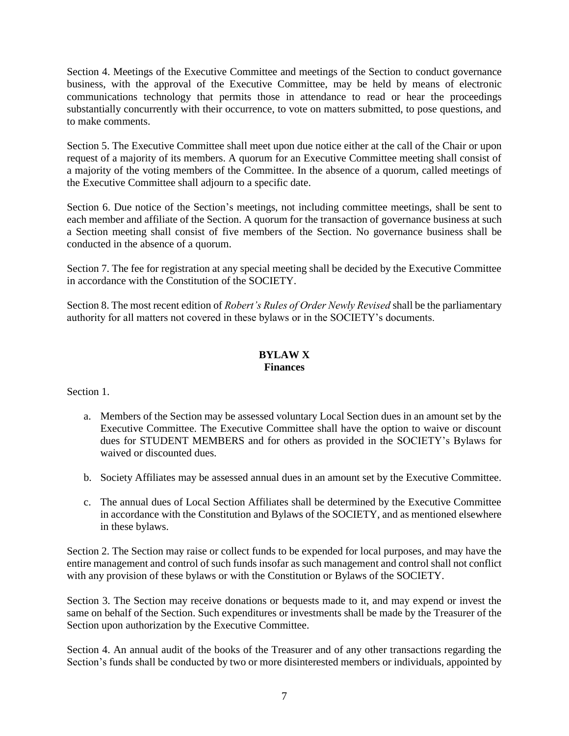Section 4. Meetings of the Executive Committee and meetings of the Section to conduct governance business, with the approval of the Executive Committee, may be held by means of electronic communications technology that permits those in attendance to read or hear the proceedings substantially concurrently with their occurrence, to vote on matters submitted, to pose questions, and to make comments.

Section 5. The Executive Committee shall meet upon due notice either at the call of the Chair or upon request of a majority of its members. A quorum for an Executive Committee meeting shall consist of a majority of the voting members of the Committee. In the absence of a quorum, called meetings of the Executive Committee shall adjourn to a specific date.

Section 6. Due notice of the Section's meetings, not including committee meetings, shall be sent to each member and affiliate of the Section. A quorum for the transaction of governance business at such a Section meeting shall consist of five members of the Section. No governance business shall be conducted in the absence of a quorum.

Section 7. The fee for registration at any special meeting shall be decided by the Executive Committee in accordance with the Constitution of the SOCIETY.

Section 8. The most recent edition of *Robert's Rules of Order Newly Revised* shall be the parliamentary authority for all matters not covered in these bylaws or in the SOCIETY's documents.

## BYLAW X
## Finances

Section 1.

a. Members of the Section may be assessed voluntary Local Section dues in an amount set by the Executive Committee. The Executive Committee shall have the option to waive or discount dues for STUDENT MEMBERS and for others as provided in the SOCIETY's Bylaws for waived or discounted dues.

b. Society Affiliates may be assessed annual dues in an amount set by the Executive Committee.

c. The annual dues of Local Section Affiliates shall be determined by the Executive Committee in accordance with the Constitution and Bylaws of the SOCIETY, and as mentioned elsewhere in these bylaws.

Section 2. The Section may raise or collect funds to be expended for local purposes, and may have the entire management and control of such funds insofar as such management and control shall not conflict with any provision of these bylaws or with the Constitution or Bylaws of the SOCIETY.

Section 3. The Section may receive donations or bequests made to it, and may expend or invest the same on behalf of the Section. Such expenditures or investments shall be made by the Treasurer of the Section upon authorization by the Executive Committee.

Section 4. An annual audit of the books of the Treasurer and of any other transactions regarding the Section's funds shall be conducted by two or more disinterested members or individuals, appointed by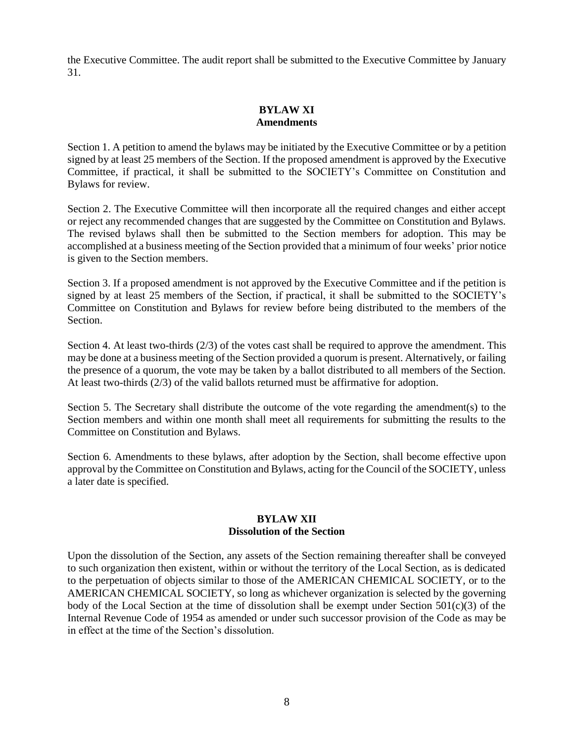the Executive Committee. The audit report shall be submitted to the Executive Committee by January 31.

## BYLAW XI
## Amendments

Section 1. A petition to amend the bylaws may be initiated by the Executive Committee or by a petition signed by at least 25 members of the Section. If the proposed amendment is approved by the Executive Committee, if practical, it shall be submitted to the SOCIETY's Committee on Constitution and Bylaws for review.

Section 2. The Executive Committee will then incorporate all the required changes and either accept or reject any recommended changes that are suggested by the Committee on Constitution and Bylaws. The revised bylaws shall then be submitted to the Section members for adoption. This may be accomplished at a business meeting of the Section provided that a minimum of four weeks' prior notice is given to the Section members.

Section 3. If a proposed amendment is not approved by the Executive Committee and if the petition is signed by at least 25 members of the Section, if practical, it shall be submitted to the SOCIETY's Committee on Constitution and Bylaws for review before being distributed to the members of the Section.

Section 4. At least two-thirds (2/3) of the votes cast shall be required to approve the amendment. This may be done at a business meeting of the Section provided a quorum is present. Alternatively, or failing the presence of a quorum, the vote may be taken by a ballot distributed to all members of the Section. At least two-thirds (2/3) of the valid ballots returned must be affirmative for adoption.

Section 5. The Secretary shall distribute the outcome of the vote regarding the amendment(s) to the Section members and within one month shall meet all requirements for submitting the results to the Committee on Constitution and Bylaws.

Section 6. Amendments to these bylaws, after adoption by the Section, shall become effective upon approval by the Committee on Constitution and Bylaws, acting for the Council of the SOCIETY, unless a later date is specified.

## BYLAW XII
## Dissolution of the Section

Upon the dissolution of the Section, any assets of the Section remaining thereafter shall be conveyed to such organization then existent, within or without the territory of the Local Section, as is dedicated to the perpetuation of objects similar to those of the AMERICAN CHEMICAL SOCIETY, or to the AMERICAN CHEMICAL SOCIETY, so long as whichever organization is selected by the governing body of the Local Section at the time of dissolution shall be exempt under Section 501(c)(3) of the Internal Revenue Code of 1954 as amended or under such successor provision of the Code as may be in effect at the time of the Section's dissolution.